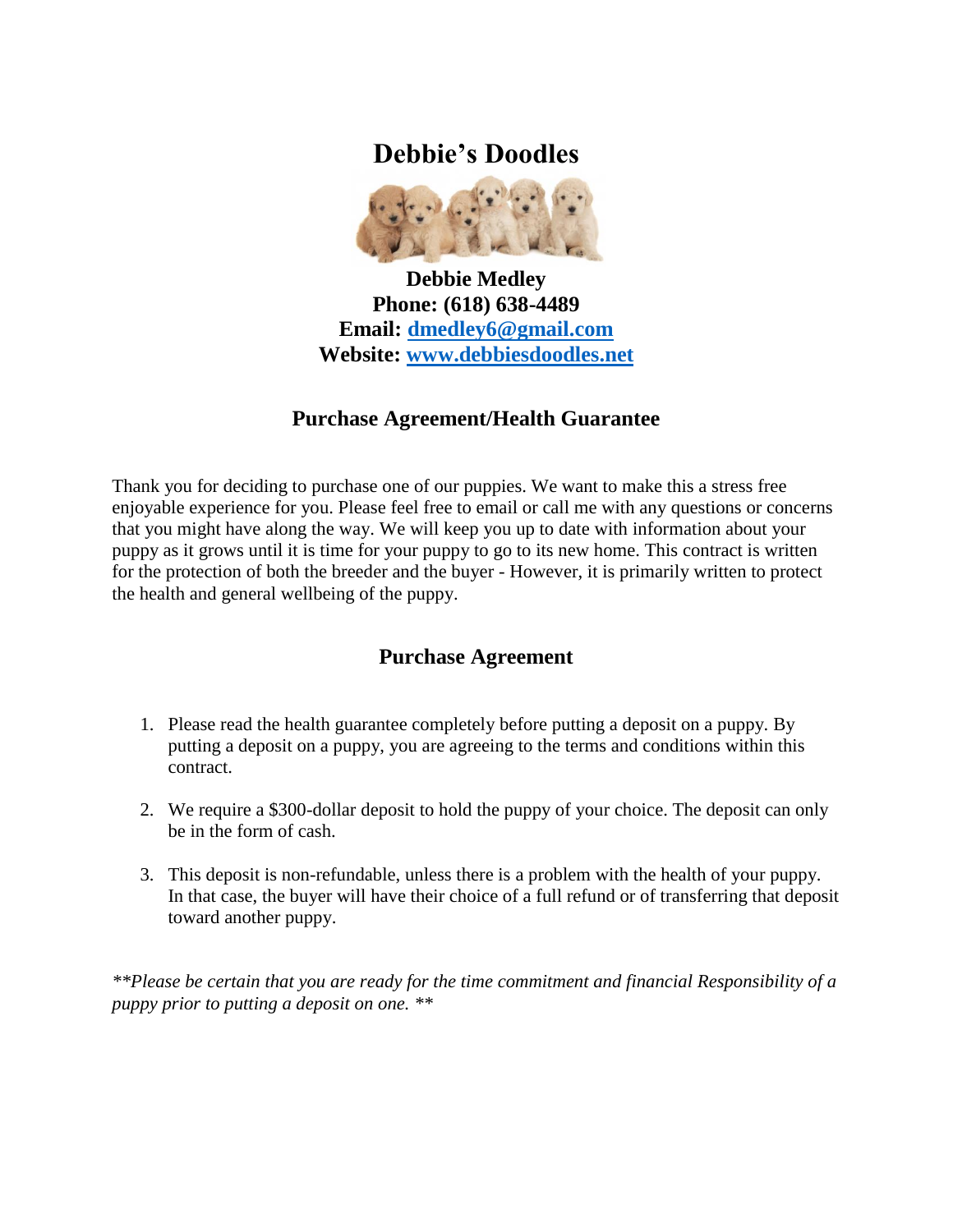# Debbie's Doodles

**Debbie Medley**
**Phone: (618) 638-4489**
**Email: dmedley6@gmail.com**
**Website: www.debbiesdoodles.net**

## Purchase Agreement/Health Guarantee

Thank you for deciding to purchase one of our puppies. We want to make this a stress free enjoyable experience for you. Please feel free to email or call me with any questions or concerns that you might have along the way. We will keep you up to date with information about your puppy as it grows until it is time for your puppy to go to its new home. This contract is written for the protection of both the breeder and the buyer - However, it is primarily written to protect the health and general wellbeing of the puppy.

## Purchase Agreement

1. Please read the health guarantee completely before putting a deposit on a puppy. By putting a deposit on a puppy, you are agreeing to the terms and conditions within this contract.

2. We require a $300-dollar deposit to hold the puppy of your choice. The deposit can only be in the form of cash.

3. This deposit is non-refundable, unless there is a problem with the health of your puppy. In that case, the buyer will have their choice of a full refund or of transferring that deposit toward another puppy.

*\*\*Please be certain that you are ready for the time commitment and financial Responsibility of a puppy prior to putting a deposit on one. \*\**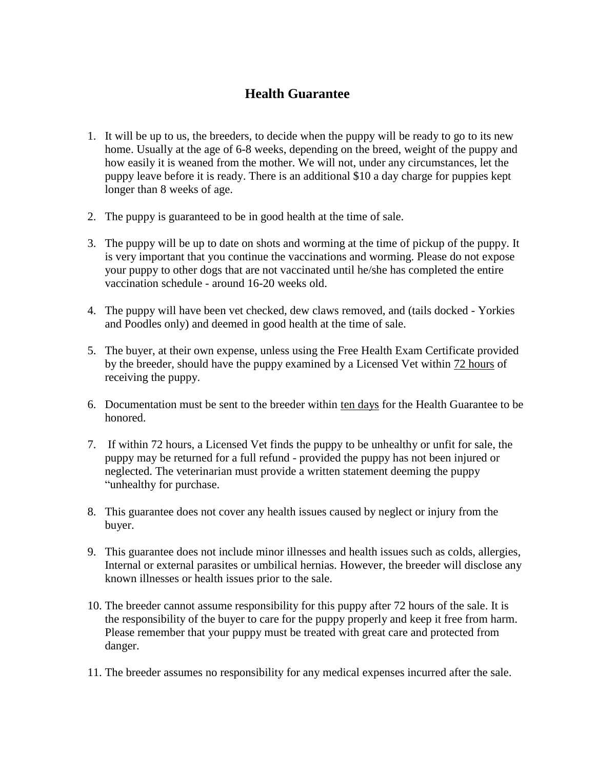# Health Guarantee

1. It will be up to us, the breeders, to decide when the puppy will be ready to go to its new home. Usually at the age of 6-8 weeks, depending on the breed, weight of the puppy and how easily it is weaned from the mother. We will not, under any circumstances, let the puppy leave before it is ready. There is an additional $10 a day charge for puppies kept longer than 8 weeks of age.

2. The puppy is guaranteed to be in good health at the time of sale.

3. The puppy will be up to date on shots and worming at the time of pickup of the puppy. It is very important that you continue the vaccinations and worming. Please do not expose your puppy to other dogs that are not vaccinated until he/she has completed the entire vaccination schedule - around 16-20 weeks old.

4. The puppy will have been vet checked, dew claws removed, and (tails docked - Yorkies and Poodles only) and deemed in good health at the time of sale.

5. The buyer, at their own expense, unless using the Free Health Exam Certificate provided by the breeder, should have the puppy examined by a Licensed Vet within <u>72 hours</u> of receiving the puppy.

6. Documentation must be sent to the breeder within <u>ten days</u> for the Health Guarantee to be honored.

7. If within 72 hours, a Licensed Vet finds the puppy to be unhealthy or unfit for sale, the puppy may be returned for a full refund - provided the puppy has not been injured or neglected. The veterinarian must provide a written statement deeming the puppy "unhealthy for purchase.

8. This guarantee does not cover any health issues caused by neglect or injury from the buyer.

9. This guarantee does not include minor illnesses and health issues such as colds, allergies, Internal or external parasites or umbilical hernias. However, the breeder will disclose any known illnesses or health issues prior to the sale.

10. The breeder cannot assume responsibility for this puppy after 72 hours of the sale. It is the responsibility of the buyer to care for the puppy properly and keep it free from harm. Please remember that your puppy must be treated with great care and protected from danger.

11. The breeder assumes no responsibility for any medical expenses incurred after the sale.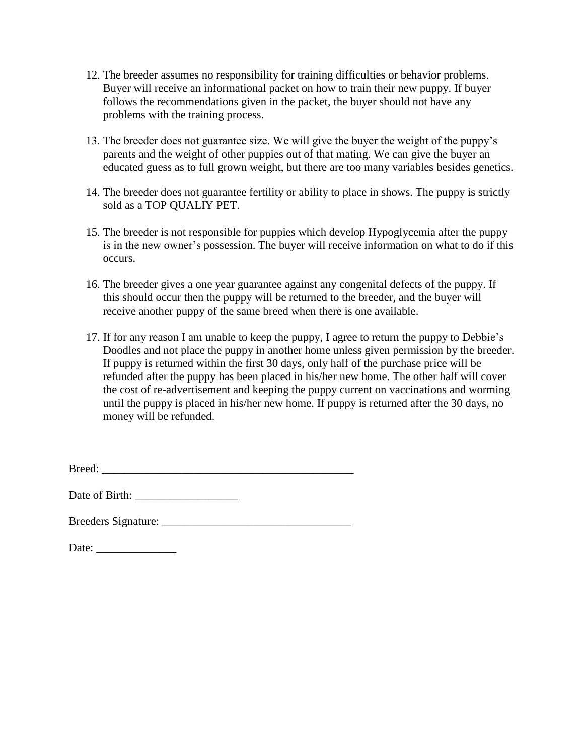12. The breeder assumes no responsibility for training difficulties or behavior problems. Buyer will receive an informational packet on how to train their new puppy. If buyer follows the recommendations given in the packet, the buyer should not have any problems with the training process.

13. The breeder does not guarantee size. We will give the buyer the weight of the puppy's parents and the weight of other puppies out of that mating. We can give the buyer an educated guess as to full grown weight, but there are too many variables besides genetics.

14. The breeder does not guarantee fertility or ability to place in shows. The puppy is strictly sold as a TOP QUALIY PET.

15. The breeder is not responsible for puppies which develop Hypoglycemia after the puppy is in the new owner's possession. The buyer will receive information on what to do if this occurs.

16. The breeder gives a one year guarantee against any congenital defects of the puppy. If this should occur then the puppy will be returned to the breeder, and the buyer will receive another puppy of the same breed when there is one available.

17. If for any reason I am unable to keep the puppy, I agree to return the puppy to Debbie's Doodles and not place the puppy in another home unless given permission by the breeder. If puppy is returned within the first 30 days, only half of the purchase price will be refunded after the puppy has been placed in his/her new home. The other half will cover the cost of re-advertisement and keeping the puppy current on vaccinations and worming until the puppy is placed in his/her new home. If puppy is returned after the 30 days, no money will be refunded.

Breed: _____________________________________________

Date of Birth: __________________

Breeders Signature: _________________________________

Date: ______________